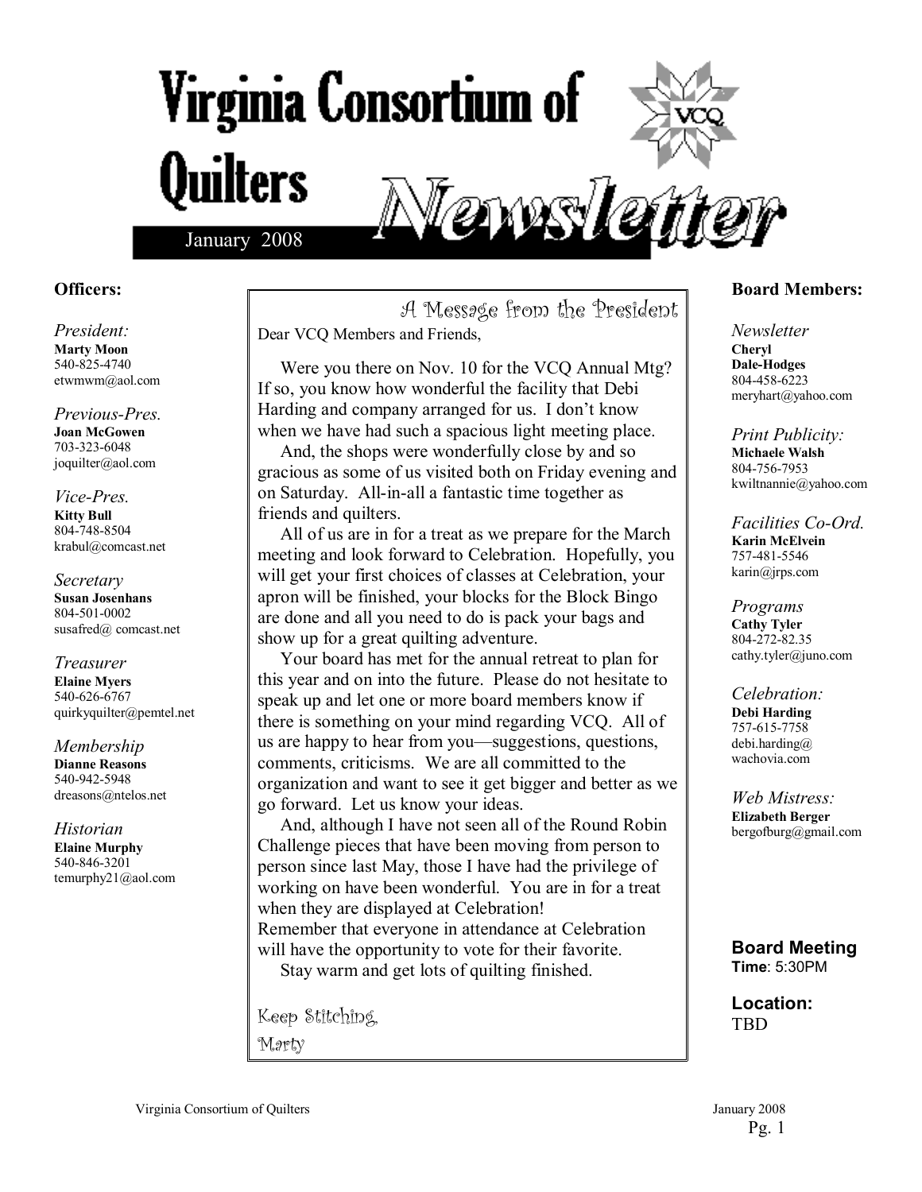# Virginia Consortium of Quilters Newsletter

January 2008

## Officers:

*President:*
**Marty Moon**
540-825-4740
etwmwm@aol.com

*Previous-Pres.*
**Joan McGowen**
703-323-6048
joquilter@aol.com

*Vice-Pres.*
**Kitty Bull**
804-748-8504
krabul@comcast.net

*Secretary*
**Susan Josenhans**
804-501-0002
susafred@ comcast.net

*Treasurer*
**Elaine Myers**
540-626-6767
quirkyquilter@pemtel.net

*Membership*
**Dianne Reasons**
540-942-5948
dreasons@ntelos.net

*Historian*
**Elaine Murphy**
540-846-3201
temurphy21@aol.com

## A Message from the President

Dear VCQ Members and Friends,

Were you there on Nov. 10 for the VCQ Annual Mtg? If so, you know how wonderful the facility that Debi Harding and company arranged for us. I don't know when we have had such a spacious light meeting place.

And, the shops were wonderfully close by and so gracious as some of us visited both on Friday evening and on Saturday. All-in-all a fantastic time together as friends and quilters.

All of us are in for a treat as we prepare for the March meeting and look forward to Celebration. Hopefully, you will get your first choices of classes at Celebration, your apron will be finished, your blocks for the Block Bingo are done and all you need to do is pack your bags and show up for a great quilting adventure.

Your board has met for the annual retreat to plan for this year and on into the future. Please do not hesitate to speak up and let one or more board members know if there is something on your mind regarding VCQ. All of us are happy to hear from you—suggestions, questions, comments, criticisms. We are all committed to the organization and want to see it get bigger and better as we go forward. Let us know your ideas.

And, although I have not seen all of the Round Robin Challenge pieces that have been moving from person to person since last May, those I have had the privilege of working on have been wonderful. You are in for a treat when they are displayed at Celebration!
Remember that everyone in attendance at Celebration will have the opportunity to vote for their favorite.

Stay warm and get lots of quilting finished.

Keep Stitching,
Marty

## Board Members:

*Newsletter*
**Cheryl Dale-Hodges**
804-458-6223
meryhart@yahoo.com

*Print Publicity:*
**Michaele Walsh**
804-756-7953
kwiltnannie@yahoo.com

*Facilities Co-Ord.*
**Karin McElvein**
757-481-5546
karin@jrps.com

*Programs*
**Cathy Tyler**
804-272-82.35
cathy.tyler@juno.com

*Celebration:*
**Debi Harding**
757-615-7758
debi.harding@wachovia.com

*Web Mistress:*
**Elizabeth Berger**
bergofburg@gmail.com

**Board Meeting**
**Time**: 5:30PM

**Location:**
TBD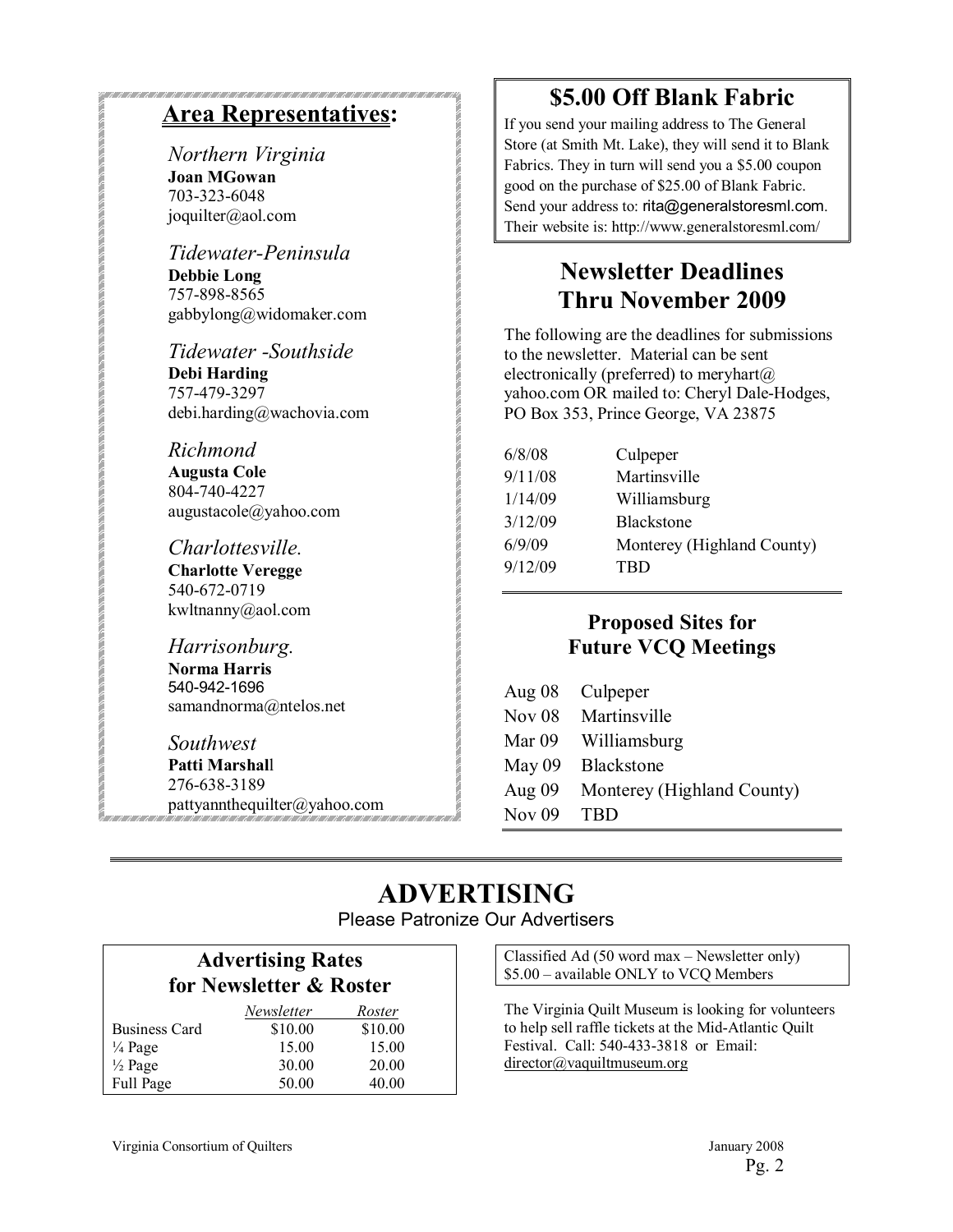## Area Representatives:

*Northern Virginia*
**Joan MGowan**
703-323-6048
joquilter@aol.com

*Tidewater-Peninsula*
**Debbie Long**
757-898-8565
gabbylong@widomaker.com

*Tidewater -Southside*
**Debi Harding**
757-479-3297
debi.harding@wachovia.com

*Richmond*
**Augusta Cole**
804-740-4227
augustacole@yahoo.com

*Charlottesville.*
**Charlotte Veregge**
540-672-0719
kwltnanny@aol.com

*Harrisonburg.*
**Norma Harris**
540-942-1696
samandnorma@ntelos.net

*Southwest*
**Patti Marshall**
276-638-3189
pattyannthequilter@yahoo.com

## $5.00 Off Blank Fabric

If you send your mailing address to The General Store (at Smith Mt. Lake), they will send it to Blank Fabrics. They in turn will send you a $5.00 coupon good on the purchase of $25.00 of Blank Fabric. Send your address to: rita@generalstoresml.com. Their website is: http://www.generalstoresml.com/

## Newsletter Deadlines Thru November 2009

The following are the deadlines for submissions to the newsletter. Material can be sent electronically (preferred) to meryhart@yahoo.com OR mailed to: Cheryl Dale-Hodges, PO Box 353, Prince George, VA 23875

| | |
|---|---|
| 6/8/08 | Culpeper |
| 9/11/08 | Martinsville |
| 1/14/09 | Williamsburg |
| 3/12/09 | Blackstone |
| 6/9/09 | Monterey (Highland County) |
| 9/12/09 | TBD |

## Proposed Sites for Future VCQ Meetings

| | |
|---|---|
| Aug 08 | Culpeper |
| Nov 08 | Martinsville |
| Mar 09 | Williamsburg |
| May 09 | Blackstone |
| Aug 09 | Monterey (Highland County) |
| Nov 09 | TBD |

# ADVERTISING

Please Patronize Our Advertisers

### Advertising Rates for Newsletter & Roster

| | *Newsletter* | *Roster* |
|---|---|---|
| Business Card | $10.00 | $10.00 |
| ¼ Page | 15.00 | 15.00 |
| ½ Page | 30.00 | 20.00 |
| Full Page | 50.00 | 40.00 |

Classified Ad (50 word max – Newsletter only)
$5.00 – available ONLY to VCQ Members

The Virginia Quilt Museum is looking for volunteers to help sell raffle tickets at the Mid-Atlantic Quilt Festival. Call: 540-433-3818 or Email: director@vaquiltmuseum.org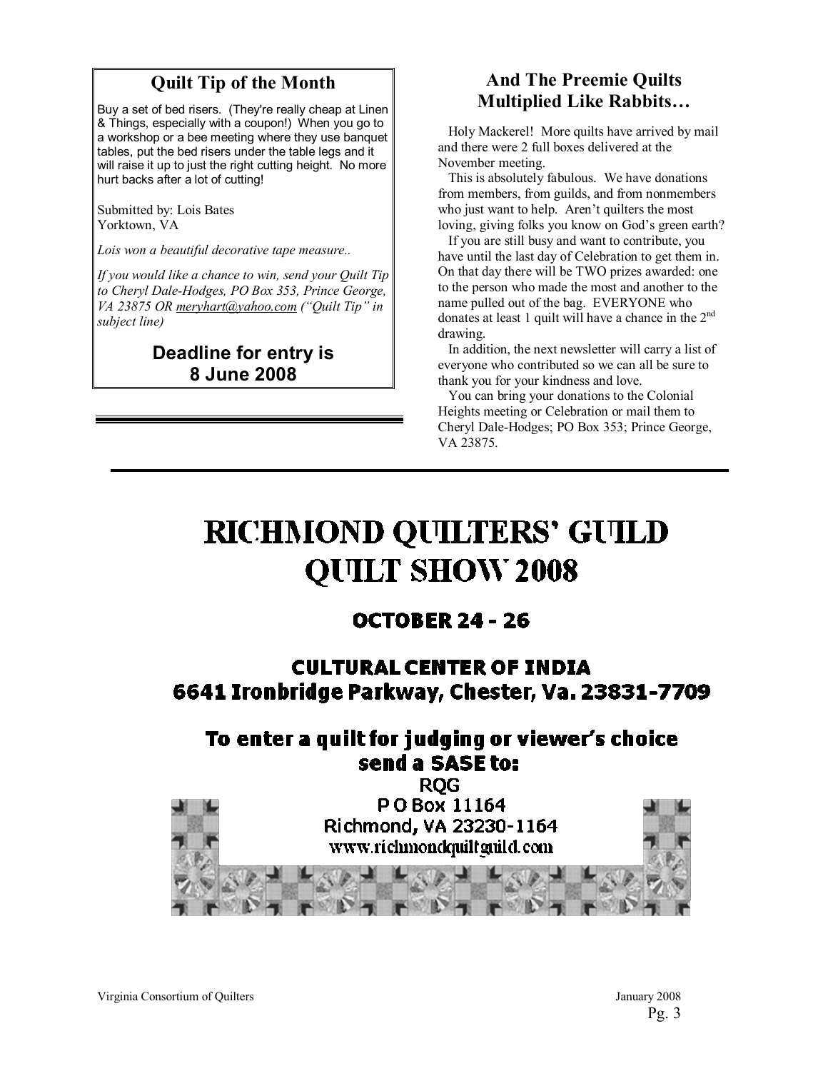## Quilt Tip of the Month

Buy a set of bed risers. (They're really cheap at Linen & Things, especially with a coupon!) When you go to a workshop or a bee meeting where they use banquet tables, put the bed risers under the table legs and it will raise it up to just the right cutting height. No more hurt backs after a lot of cutting!

Submitted by: Lois Bates
Yorktown, VA

*Lois won a beautiful decorative tape measure..*

*If you would like a chance to win, send your Quilt Tip to Cheryl Dale-Hodges, PO Box 353, Prince George, VA 23875 OR meryhart@yahoo.com ("Quilt Tip" in subject line)*

**Deadline for entry is 8 June 2008**

## And The Preemie Quilts Multiplied Like Rabbits…

Holy Mackerel! More quilts have arrived by mail and there were 2 full boxes delivered at the November meeting.

This is absolutely fabulous. We have donations from members, from guilds, and from nonmembers who just want to help. Aren't quilters the most loving, giving folks you know on God's green earth?

If you are still busy and want to contribute, you have until the last day of Celebration to get them in. On that day there will be TWO prizes awarded: one to the person who made the most and another to the name pulled out of the bag. EVERYONE who donates at least 1 quilt will have a chance in the 2nd drawing.

In addition, the next newsletter will carry a list of everyone who contributed so we can all be sure to thank you for your kindness and love.

You can bring your donations to the Colonial Heights meeting or Celebration or mail them to Cheryl Dale-Hodges; PO Box 353; Prince George, VA 23875.

# RICHMOND QUILTERS' GUILD QUILT SHOW 2008

### OCTOBER 24 - 26

### CULTURAL CENTER OF INDIA
### 6641 Ironbridge Parkway, Chester, Va. 23831-7709

### To enter a quilt for judging or viewer's choice send a SASE to:

RQG
P O Box 11164
Richmond, VA 23230-1164
www.richmondquiltguild.com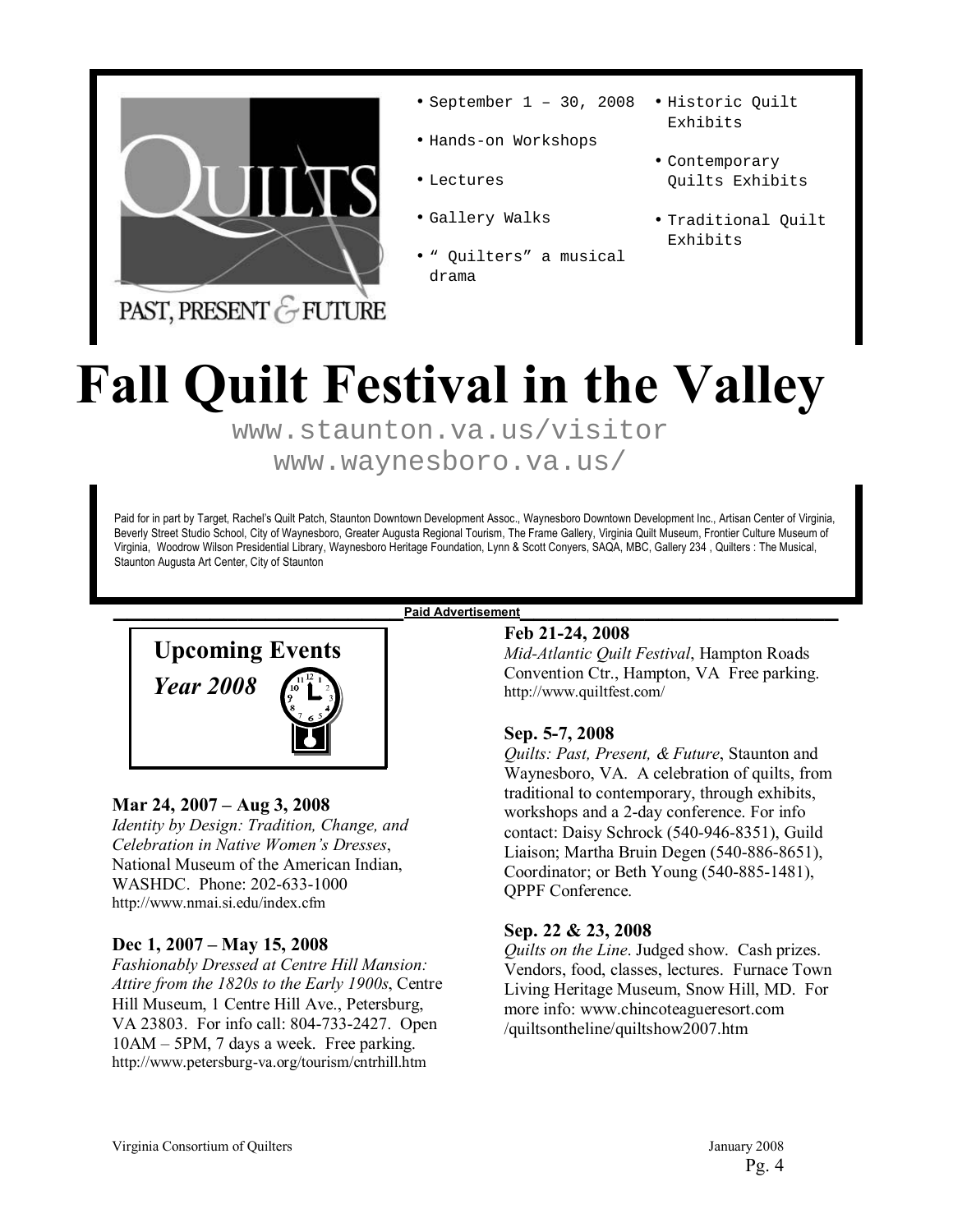QUILTS

PAST, PRESENT & FUTURE

- September 1 – 30, 2008
- Hands-on Workshops
- Lectures
- Gallery Walks
- " Quilters" a musical drama
- Historic Quilt Exhibits
- Contemporary Quilts Exhibits
- Traditional Quilt Exhibits

# Fall Quilt Festival in the Valley

www.staunton.va.us/visitor
www.waynesboro.va.us/

Paid for in part by Target, Rachel's Quilt Patch, Staunton Downtown Development Assoc., Waynesboro Downtown Development Inc., Artisan Center of Virginia, Beverly Street Studio School, City of Waynesboro, Greater Augusta Regional Tourism, The Frame Gallery, Virginia Quilt Museum, Frontier Culture Museum of Virginia, Woodrow Wilson Presidential Library, Waynesboro Heritage Foundation, Lynn & Scott Conyers, SAQA, MBC, Gallery 234 , Quilters : The Musical, Staunton Augusta Art Center, City of Staunton

**Paid Advertisement**

## Upcoming Events

***Year 2008***

### Mar 24, 2007 – Aug 3, 2008

*Identity by Design: Tradition, Change, and Celebration in Native Women's Dresses*, National Museum of the American Indian, WASHDC. Phone: 202-633-1000
http://www.nmai.si.edu/index.cfm

### Dec 1, 2007 – May 15, 2008

*Fashionably Dressed at Centre Hill Mansion: Attire from the 1820s to the Early 1900s*, Centre Hill Museum, 1 Centre Hill Ave., Petersburg, VA 23803. For info call: 804-733-2427. Open 10AM – 5PM, 7 days a week. Free parking.
http://www.petersburg-va.org/tourism/cntrhill.htm

### Feb 21-24, 2008

*Mid-Atlantic Quilt Festival*, Hampton Roads Convention Ctr., Hampton, VA Free parking.
http://www.quiltfest.com/

### Sep. 5-7, 2008

*Quilts: Past, Present, & Future*, Staunton and Waynesboro, VA. A celebration of quilts, from traditional to contemporary, through exhibits, workshops and a 2-day conference. For info contact: Daisy Schrock (540-946-8351), Guild Liaison; Martha Bruin Degen (540-886-8651), Coordinator; or Beth Young (540-885-1481), QPPF Conference.

### Sep. 22 & 23, 2008

*Quilts on the Line*. Judged show. Cash prizes. Vendors, food, classes, lectures. Furnace Town Living Heritage Museum, Snow Hill, MD. For more info: www.chincoteagueresort.com /quiltsontheline/quiltshow2007.htm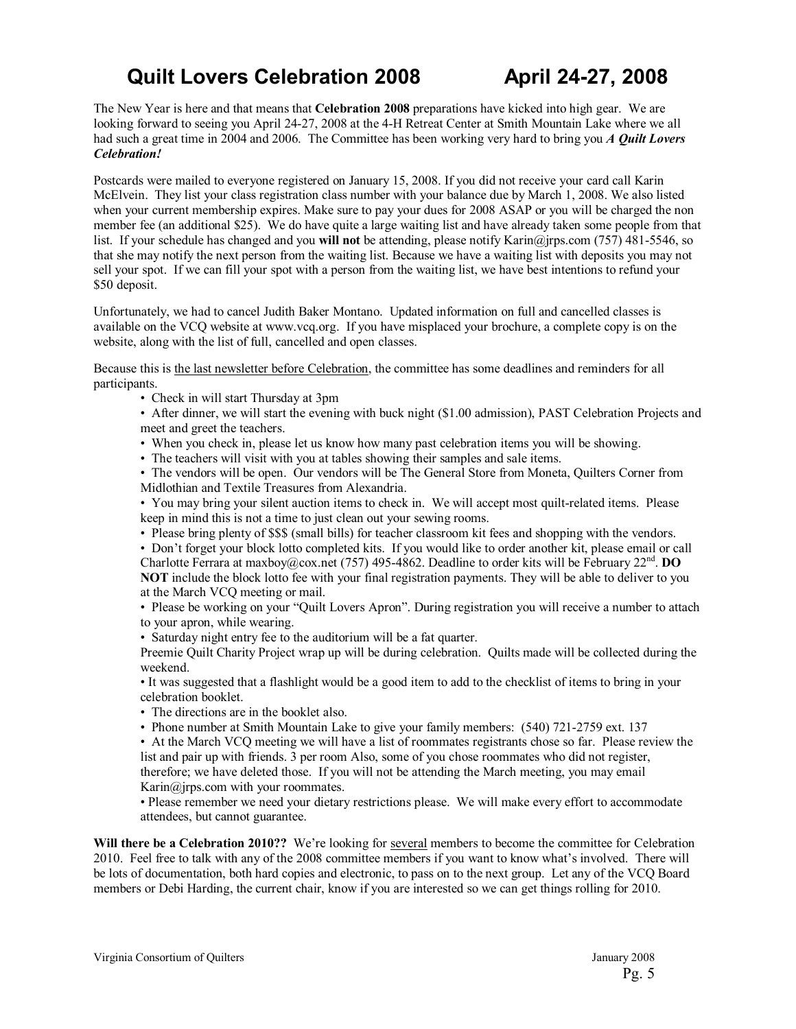# Quilt Lovers Celebration 2008 April 24-27, 2008

The New Year is here and that means that **Celebration 2008** preparations have kicked into high gear. We are looking forward to seeing you April 24-27, 2008 at the 4-H Retreat Center at Smith Mountain Lake where we all had such a great time in 2004 and 2006. The Committee has been working very hard to bring you ***A Quilt Lovers Celebration!***

Postcards were mailed to everyone registered on January 15, 2008. If you did not receive your card call Karin McElvein. They list your class registration class number with your balance due by March 1, 2008. We also listed when your current membership expires. Make sure to pay your dues for 2008 ASAP or you will be charged the non member fee (an additional $25). We do have quite a large waiting list and have already taken some people from that list. If your schedule has changed and you **will not** be attending, please notify Karin@jrps.com (757) 481-5546, so that she may notify the next person from the waiting list. Because we have a waiting list with deposits you may not sell your spot. If we can fill your spot with a person from the waiting list, we have best intentions to refund your $50 deposit.

Unfortunately, we had to cancel Judith Baker Montano. Updated information on full and cancelled classes is available on the VCQ website at www.vcq.org. If you have misplaced your brochure, a complete copy is on the website, along with the list of full, cancelled and open classes.

Because this is <u>the last newsletter before Celebration</u>, the committee has some deadlines and reminders for all participants.

- Check in will start Thursday at 3pm
- After dinner, we will start the evening with buck night ($1.00 admission), PAST Celebration Projects and meet and greet the teachers.
- When you check in, please let us know how many past celebration items you will be showing.
- The teachers will visit with you at tables showing their samples and sale items.
- The vendors will be open. Our vendors will be The General Store from Moneta, Quilters Corner from Midlothian and Textile Treasures from Alexandria.
- You may bring your silent auction items to check in. We will accept most quilt-related items. Please keep in mind this is not a time to just clean out your sewing rooms.
- Please bring plenty of $$$ (small bills) for teacher classroom kit fees and shopping with the vendors.
- Don't forget your block lotto completed kits. If you would like to order another kit, please email or call Charlotte Ferrara at maxboy@cox.net (757) 495-4862. Deadline to order kits will be February 22nd. **DO NOT** include the block lotto fee with your final registration payments. They will be able to deliver to you at the March VCQ meeting or mail.
- Please be working on your "Quilt Lovers Apron". During registration you will receive a number to attach to your apron, while wearing.
- Saturday night entry fee to the auditorium will be a fat quarter.

  Preemie Quilt Charity Project wrap up will be during celebration. Quilts made will be collected during the weekend.
- It was suggested that a flashlight would be a good item to add to the checklist of items to bring in your celebration booklet.
- The directions are in the booklet also.
- Phone number at Smith Mountain Lake to give your family members: (540) 721-2759 ext. 137
- At the March VCQ meeting we will have a list of roommates registrants chose so far. Please review the list and pair up with friends. 3 per room Also, some of you chose roommates who did not register, therefore; we have deleted those. If you will not be attending the March meeting, you may email Karin@jrps.com with your roommates.
- Please remember we need your dietary restrictions please. We will make every effort to accommodate attendees, but cannot guarantee.

**Will there be a Celebration 2010??** We're looking for <u>several</u> members to become the committee for Celebration 2010. Feel free to talk with any of the 2008 committee members if you want to know what's involved. There will be lots of documentation, both hard copies and electronic, to pass on to the next group. Let any of the VCQ Board members or Debi Harding, the current chair, know if you are interested so we can get things rolling for 2010.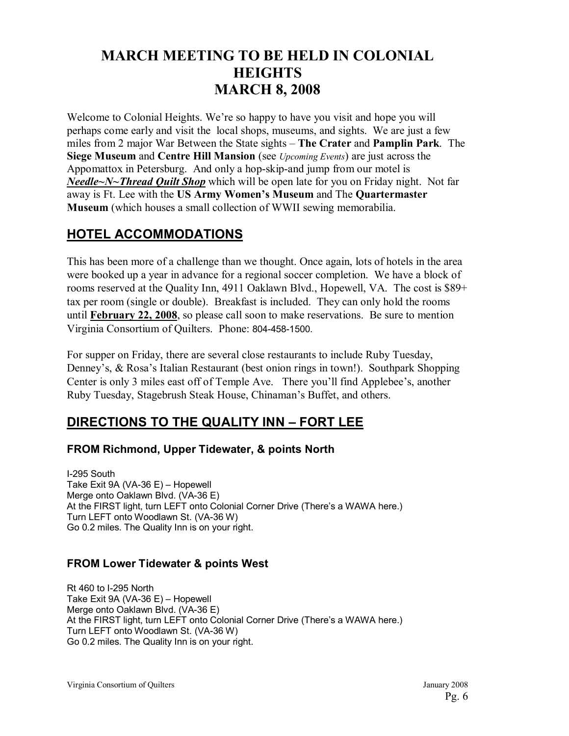# MARCH MEETING TO BE HELD IN COLONIAL HEIGHTS
# MARCH 8, 2008

Welcome to Colonial Heights. We're so happy to have you visit and hope you will perhaps come early and visit the local shops, museums, and sights. We are just a few miles from 2 major War Between the State sights – **The Crater** and **Pamplin Park**. The **Siege Museum** and **Centre Hill Mansion** (see *Upcoming Events*) are just across the Appomattox in Petersburg. And only a hop-skip-and jump from our motel is ***Needle~N~Thread Quilt Shop*** which will be open late for you on Friday night. Not far away is Ft. Lee with the **US Army Women's Museum** and The **Quartermaster Museum** (which houses a small collection of WWII sewing memorabilia.

## HOTEL ACCOMMODATIONS

This has been more of a challenge than we thought. Once again, lots of hotels in the area were booked up a year in advance for a regional soccer completion. We have a block of rooms reserved at the Quality Inn, 4911 Oaklawn Blvd., Hopewell, VA. The cost is $89+ tax per room (single or double). Breakfast is included. They can only hold the rooms until **February 22, 2008**, so please call soon to make reservations. Be sure to mention Virginia Consortium of Quilters. Phone: 804-458-1500.

For supper on Friday, there are several close restaurants to include Ruby Tuesday, Denney's, & Rosa's Italian Restaurant (best onion rings in town!). Southpark Shopping Center is only 3 miles east off of Temple Ave. There you'll find Applebee's, another Ruby Tuesday, Stagebrush Steak House, Chinaman's Buffet, and others.

## DIRECTIONS TO THE QUALITY INN – FORT LEE

### FROM Richmond, Upper Tidewater, & points North

I-295 South
Take Exit 9A (VA-36 E) – Hopewell
Merge onto Oaklawn Blvd. (VA-36 E)
At the FIRST light, turn LEFT onto Colonial Corner Drive (There's a WAWA here.)
Turn LEFT onto Woodlawn St. (VA-36 W)
Go 0.2 miles. The Quality Inn is on your right.

### FROM Lower Tidewater & points West

Rt 460 to I-295 North
Take Exit 9A (VA-36 E) – Hopewell
Merge onto Oaklawn Blvd. (VA-36 E)
At the FIRST light, turn LEFT onto Colonial Corner Drive (There's a WAWA here.)
Turn LEFT onto Woodlawn St. (VA-36 W)
Go 0.2 miles. The Quality Inn is on your right.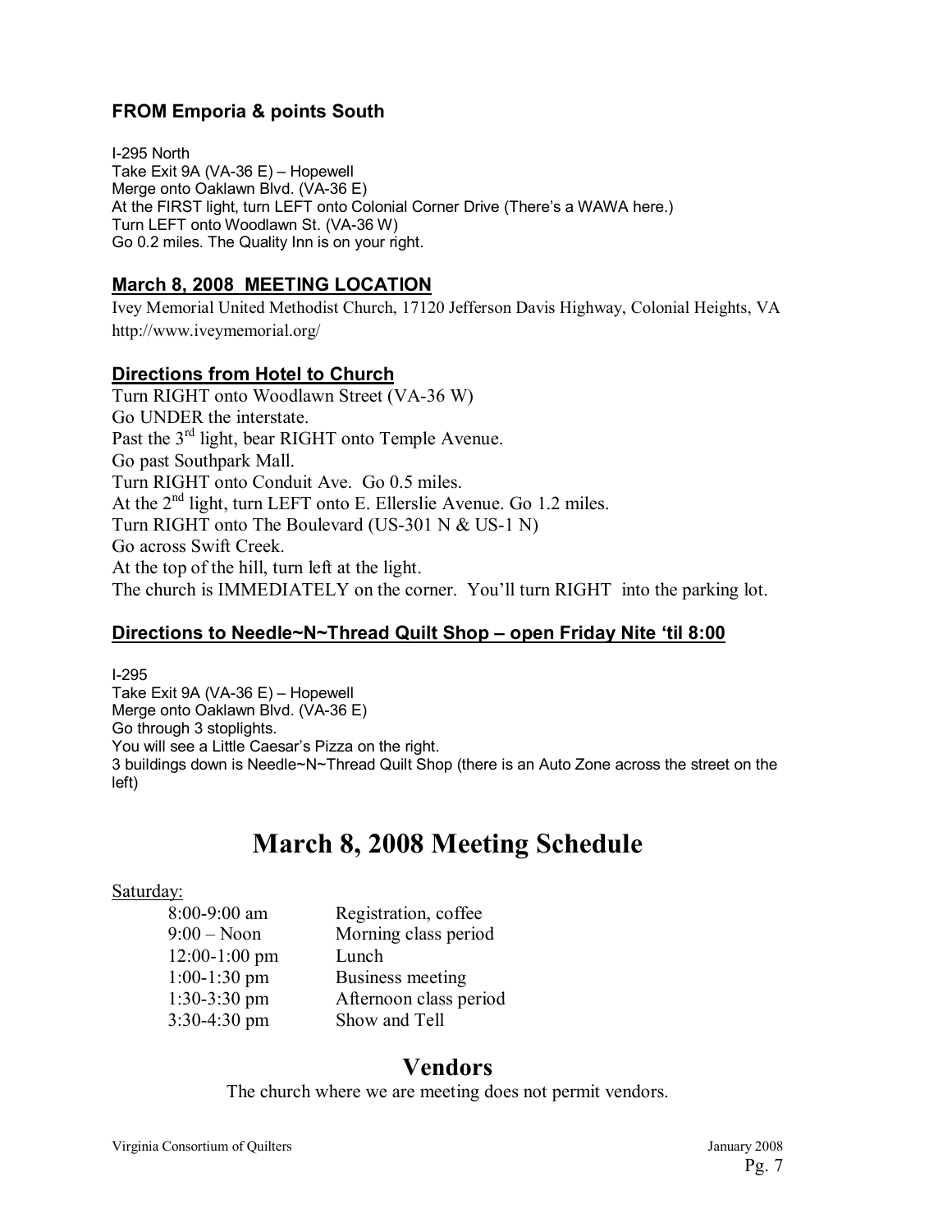### FROM Emporia & points South

I-295 North
Take Exit 9A (VA-36 E) – Hopewell
Merge onto Oaklawn Blvd. (VA-36 E)
At the FIRST light, turn LEFT onto Colonial Corner Drive (There's a WAWA here.)
Turn LEFT onto Woodlawn St. (VA-36 W)
Go 0.2 miles. The Quality Inn is on your right.

### March 8, 2008 MEETING LOCATION

Ivey Memorial United Methodist Church, 17120 Jefferson Davis Highway, Colonial Heights, VA
http://www.iveymemorial.org/

### Directions from Hotel to Church

Turn RIGHT onto Woodlawn Street (VA-36 W)
Go UNDER the interstate.
Past the 3rd light, bear RIGHT onto Temple Avenue.
Go past Southpark Mall.
Turn RIGHT onto Conduit Ave. Go 0.5 miles.
At the 2nd light, turn LEFT onto E. Ellerslie Avenue. Go 1.2 miles.
Turn RIGHT onto The Boulevard (US-301 N & US-1 N)
Go across Swift Creek.
At the top of the hill, turn left at the light.
The church is IMMEDIATELY on the corner. You'll turn RIGHT into the parking lot.

### Directions to Needle~N~Thread Quilt Shop – open Friday Nite 'til 8:00

I-295
Take Exit 9A (VA-36 E) – Hopewell
Merge onto Oaklawn Blvd. (VA-36 E)
Go through 3 stoplights.
You will see a Little Caesar's Pizza on the right.
3 buildings down is Needle~N~Thread Quilt Shop (there is an Auto Zone across the street on the left)

# March 8, 2008 Meeting Schedule

Saturday:

| | |
|---|---|
| 8:00-9:00 am | Registration, coffee |
| 9:00 – Noon | Morning class period |
| 12:00-1:00 pm | Lunch |
| 1:00-1:30 pm | Business meeting |
| 1:30-3:30 pm | Afternoon class period |
| 3:30-4:30 pm | Show and Tell |

## Vendors

The church where we are meeting does not permit vendors.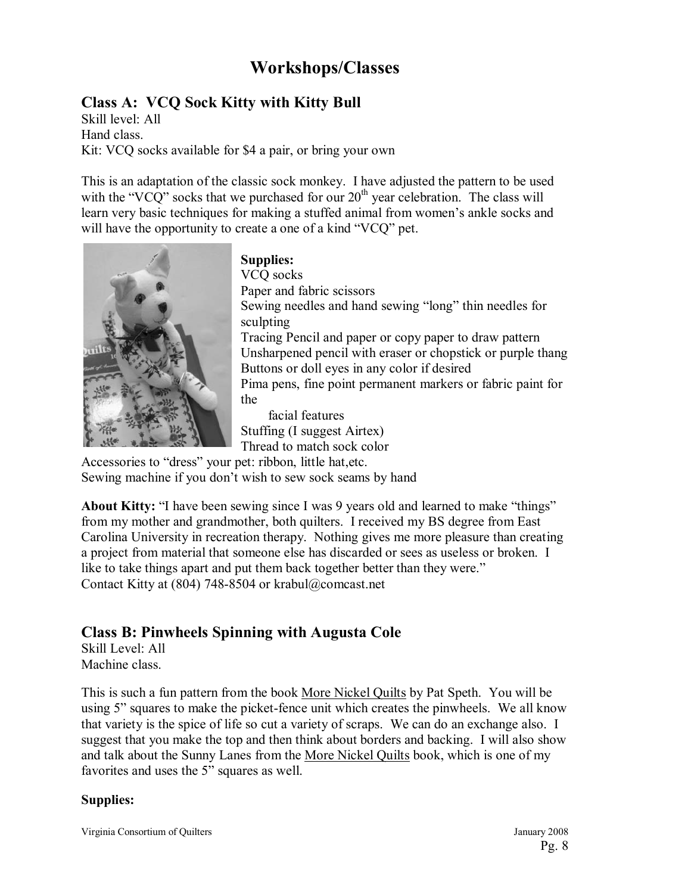# Workshops/Classes

## Class A: VCQ Sock Kitty with Kitty Bull

Skill level: All
Hand class.
Kit: VCQ socks available for $4 a pair, or bring your own

This is an adaptation of the classic sock monkey. I have adjusted the pattern to be used with the "VCQ" socks that we purchased for our 20th year celebration. The class will learn very basic techniques for making a stuffed animal from women's ankle socks and will have the opportunity to create a one of a kind "VCQ" pet.

**Supplies:**
VCQ socks
Paper and fabric scissors
Sewing needles and hand sewing "long" thin needles for sculpting
Tracing Pencil and paper or copy paper to draw pattern
Unsharpened pencil with eraser or chopstick or purple thang
Buttons or doll eyes in any color if desired
Pima pens, fine point permanent markers or fabric paint for the facial features
Stuffing (I suggest Airtex)
Thread to match sock color
Accessories to "dress" your pet: ribbon, little hat,etc.
Sewing machine if you don't wish to sew sock seams by hand

**About Kitty:** "I have been sewing since I was 9 years old and learned to make "things" from my mother and grandmother, both quilters. I received my BS degree from East Carolina University in recreation therapy. Nothing gives me more pleasure than creating a project from material that someone else has discarded or sees as useless or broken. I like to take things apart and put them back together better than they were."
Contact Kitty at (804) 748-8504 or krabul@comcast.net

## Class B: Pinwheels Spinning with Augusta Cole

Skill Level: All
Machine class.

This is such a fun pattern from the book More Nickel Quilts by Pat Speth. You will be using 5" squares to make the picket-fence unit which creates the pinwheels. We all know that variety is the spice of life so cut a variety of scraps. We can do an exchange also. I suggest that you make the top and then think about borders and backing. I will also show and talk about the Sunny Lanes from the More Nickel Quilts book, which is one of my favorites and uses the 5" squares as well.

**Supplies:**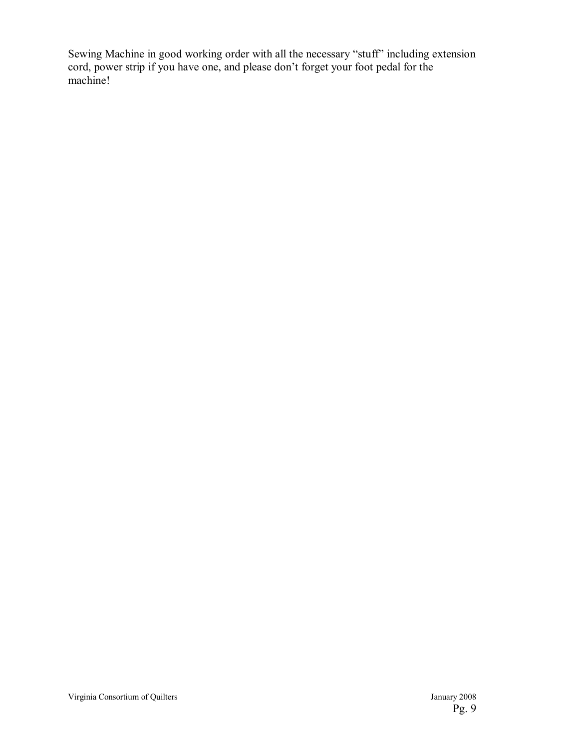Sewing Machine in good working order with all the necessary "stuff" including extension cord, power strip if you have one, and please don't forget your foot pedal for the machine!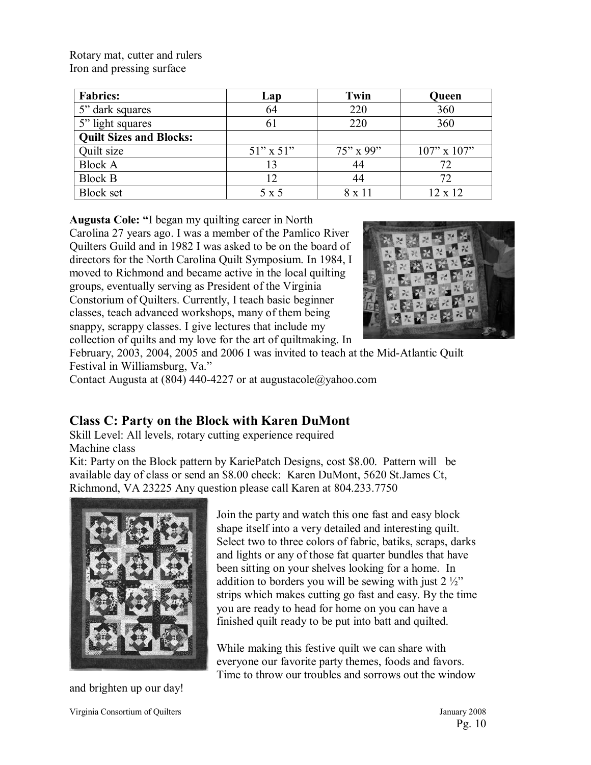Rotary mat, cutter and rulers
Iron and pressing surface

| Fabrics: | Lap | Twin | Queen |
|---|---|---|---|
| 5" dark squares | 64 | 220 | 360 |
| 5" light squares | 61 | 220 | 360 |
| **Quilt Sizes and Blocks:** | | | |
| Quilt size | 51" x 51" | 75" x 99" | 107" x 107" |
| Block A | 13 | 44 | 72 |
| Block B | 12 | 44 | 72 |
| Block set | 5 x 5 | 8 x 11 | 12 x 12 |

**Augusta Cole: "**I began my quilting career in North Carolina 27 years ago. I was a member of the Pamlico River Quilters Guild and in 1982 I was asked to be on the board of directors for the North Carolina Quilt Symposium. In 1984, I moved to Richmond and became active in the local quilting groups, eventually serving as President of the Virginia Constorium of Quilters. Currently, I teach basic beginner classes, teach advanced workshops, many of them being snappy, scrappy classes. I give lectures that include my collection of quilts and my love for the art of quiltmaking. In February, 2003, 2004, 2005 and 2006 I was invited to teach at the Mid-Atlantic Quilt Festival in Williamsburg, Va."
Contact Augusta at (804) 440-4227 or at augustacole@yahoo.com

## Class C: Party on the Block with Karen DuMont

Skill Level: All levels, rotary cutting experience required
Machine class
Kit: Party on the Block pattern by KariePatch Designs, cost $8.00. Pattern will be available day of class or send an $8.00 check: Karen DuMont, 5620 St.James Ct, Richmond, VA 23225 Any question please call Karen at 804.233.7750

Join the party and watch this one fast and easy block shape itself into a very detailed and interesting quilt. Select two to three colors of fabric, batiks, scraps, darks and lights or any of those fat quarter bundles that have been sitting on your shelves looking for a home. In addition to borders you will be sewing with just 2 ½" strips which makes cutting go fast and easy. By the time you are ready to head for home on you can have a finished quilt ready to be put into batt and quilted.

While making this festive quilt we can share with everyone our favorite party themes, foods and favors. Time to throw our troubles and sorrows out the window and brighten up our day!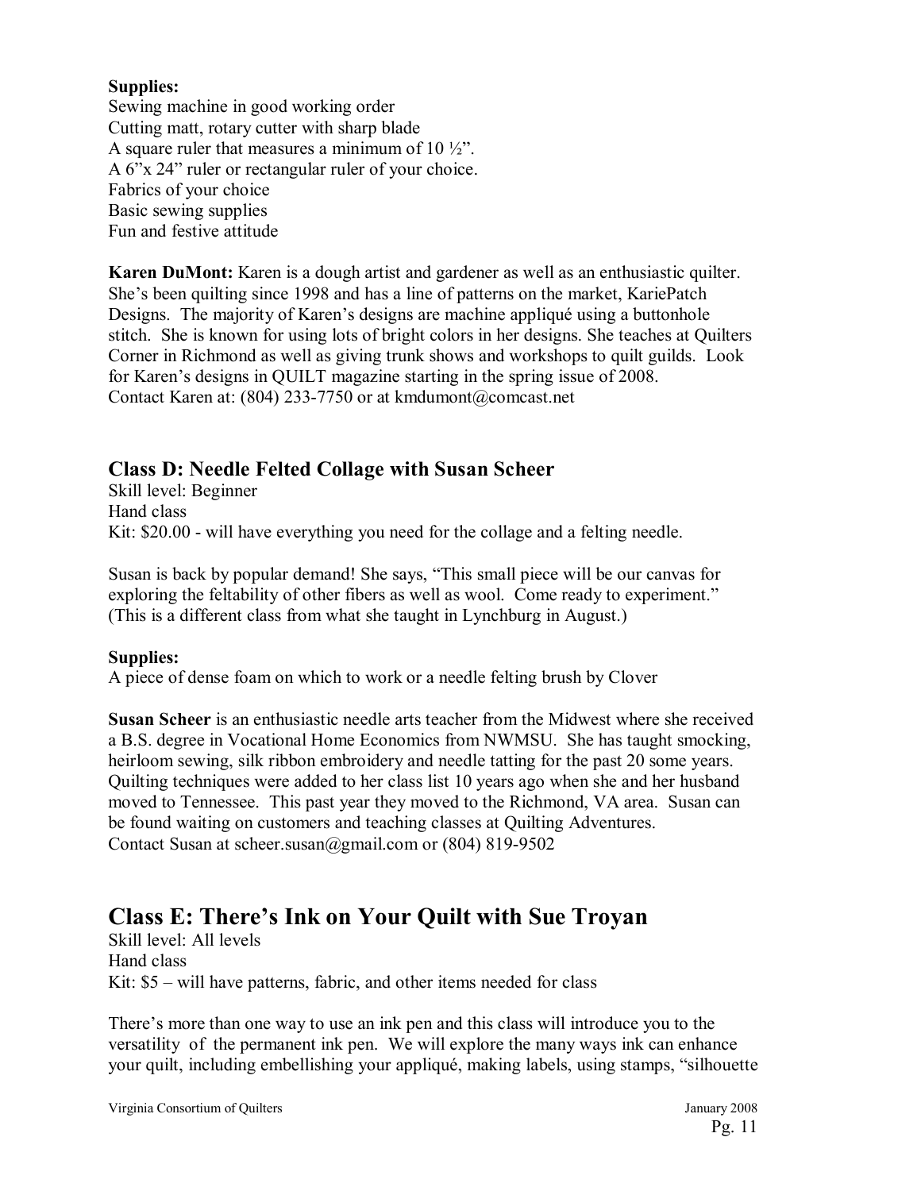**Supplies:**
Sewing machine in good working order
Cutting matt, rotary cutter with sharp blade
A square ruler that measures a minimum of 10 ½".
A 6"x 24" ruler or rectangular ruler of your choice.
Fabrics of your choice
Basic sewing supplies
Fun and festive attitude

**Karen DuMont:** Karen is a dough artist and gardener as well as an enthusiastic quilter. She's been quilting since 1998 and has a line of patterns on the market, KariePatch Designs. The majority of Karen's designs are machine appliqué using a buttonhole stitch. She is known for using lots of bright colors in her designs. She teaches at Quilters Corner in Richmond as well as giving trunk shows and workshops to quilt guilds. Look for Karen's designs in QUILT magazine starting in the spring issue of 2008.
Contact Karen at: (804) 233-7750 or at kmdumont@comcast.net

### Class D: Needle Felted Collage with Susan Scheer

Skill level: Beginner
Hand class
Kit: $20.00 - will have everything you need for the collage and a felting needle.

Susan is back by popular demand! She says, "This small piece will be our canvas for exploring the feltability of other fibers as well as wool. Come ready to experiment." (This is a different class from what she taught in Lynchburg in August.)

**Supplies:**
A piece of dense foam on which to work or a needle felting brush by Clover

**Susan Scheer** is an enthusiastic needle arts teacher from the Midwest where she received a B.S. degree in Vocational Home Economics from NWMSU. She has taught smocking, heirloom sewing, silk ribbon embroidery and needle tatting for the past 20 some years. Quilting techniques were added to her class list 10 years ago when she and her husband moved to Tennessee. This past year they moved to the Richmond, VA area. Susan can be found waiting on customers and teaching classes at Quilting Adventures.
Contact Susan at scheer.susan@gmail.com or (804) 819-9502

## Class E: There's Ink on Your Quilt with Sue Troyan

Skill level: All levels
Hand class
Kit: $5 – will have patterns, fabric, and other items needed for class

There's more than one way to use an ink pen and this class will introduce you to the versatility of the permanent ink pen. We will explore the many ways ink can enhance your quilt, including embellishing your appliqué, making labels, using stamps, "silhouette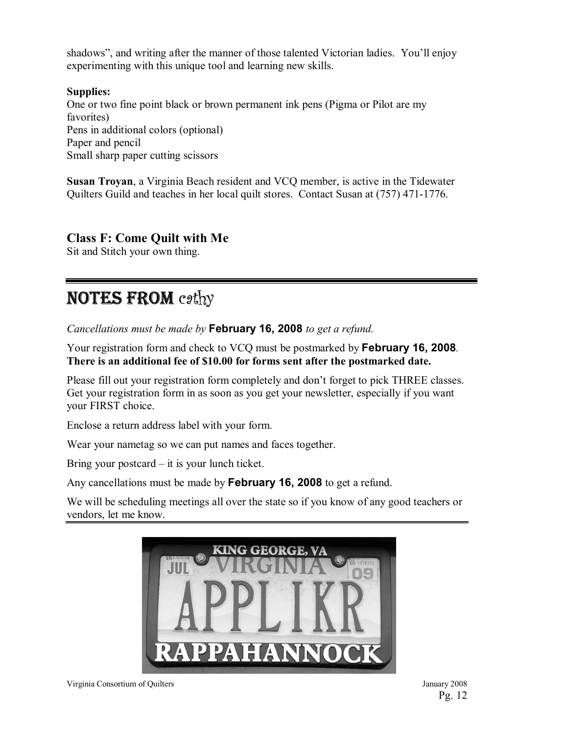shadows", and writing after the manner of those talented Victorian ladies. You'll enjoy experimenting with this unique tool and learning new skills.

**Supplies:**
One or two fine point black or brown permanent ink pens (Pigma or Pilot are my favorites)
Pens in additional colors (optional)
Paper and pencil
Small sharp paper cutting scissors

**Susan Troyan**, a Virginia Beach resident and VCQ member, is active in the Tidewater Quilters Guild and teaches in her local quilt stores. Contact Susan at (757) 471-1776.

### Class F: Come Quilt with Me

Sit and Stitch your own thing.

## NOTES FROM cathy

*Cancellations must be made by* **February 16, 2008** *to get a refund.*

Your registration form and check to VCQ must be postmarked by **February 16, 2008**. **There is an additional fee of $10.00 for forms sent after the postmarked date.**

Please fill out your registration form completely and don't forget to pick THREE classes. Get your registration form in as soon as you get your newsletter, especially if you want your FIRST choice.

Enclose a return address label with your form.

Wear your nametag so we can put names and faces together.

Bring your postcard – it is your lunch ticket.

Any cancellations must be made by **February 16, 2008** to get a refund.

We will be scheduling meetings all over the state so if you know of any good teachers or vendors, let me know.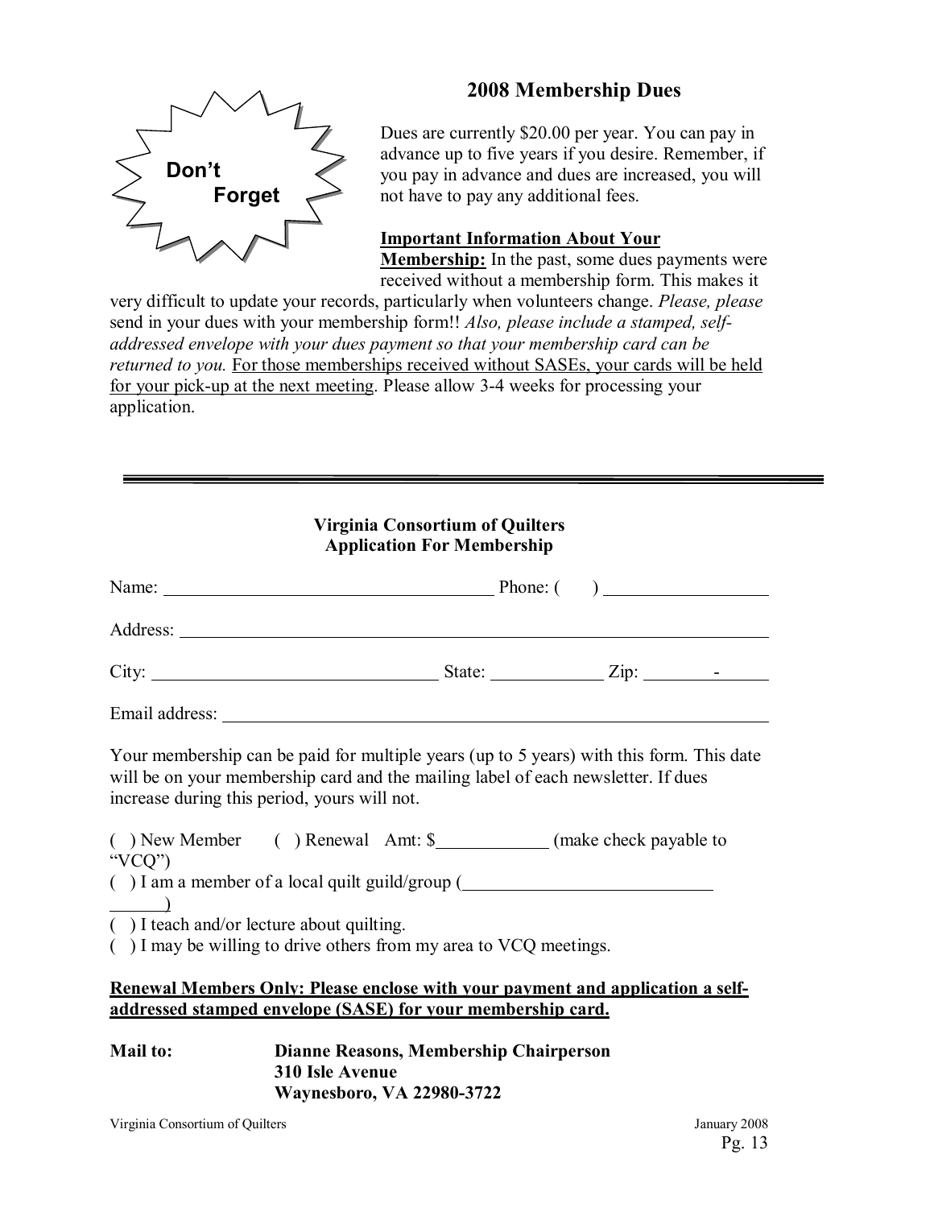**Don't Forget**

## 2008 Membership Dues

Dues are currently $20.00 per year. You can pay in advance up to five years if you desire. Remember, if you pay in advance and dues are increased, you will not have to pay any additional fees.

**Important Information About Your Membership:** In the past, some dues payments were received without a membership form. This makes it very difficult to update your records, particularly when volunteers change. *Please, please* send in your dues with your membership form!! *Also, please include a stamped, self-addressed envelope with your dues payment so that your membership card can be returned to you.* For those memberships received without SASEs, your cards will be held for your pick-up at the next meeting. Please allow 3-4 weeks for processing your application.

---

**Virginia Consortium of Quilters**
**Application For Membership**

Name: ______________________________ Phone: (    ) ________________

Address: ______________________________________________________

City: ___________________________ State: ___________ Zip: _______-_____

Email address: __________________________________________________

Your membership can be paid for multiple years (up to 5 years) with this form. This date will be on your membership card and the mailing label of each newsletter. If dues increase during this period, yours will not.

( ) New Member    ( ) Renewal  Amt: $__________ (make check payable to "VCQ")

( ) I am a member of a local quilt guild/group (________________________)

( ) I teach and/or lecture about quilting.

( ) I may be willing to drive others from my area to VCQ meetings.

**Renewal Members Only: Please enclose with your payment and application a self-addressed stamped envelope (SASE) for your membership card.**

**Mail to:**
**Dianne Reasons, Membership Chairperson**
**310 Isle Avenue**
**Waynesboro, VA 22980-3722**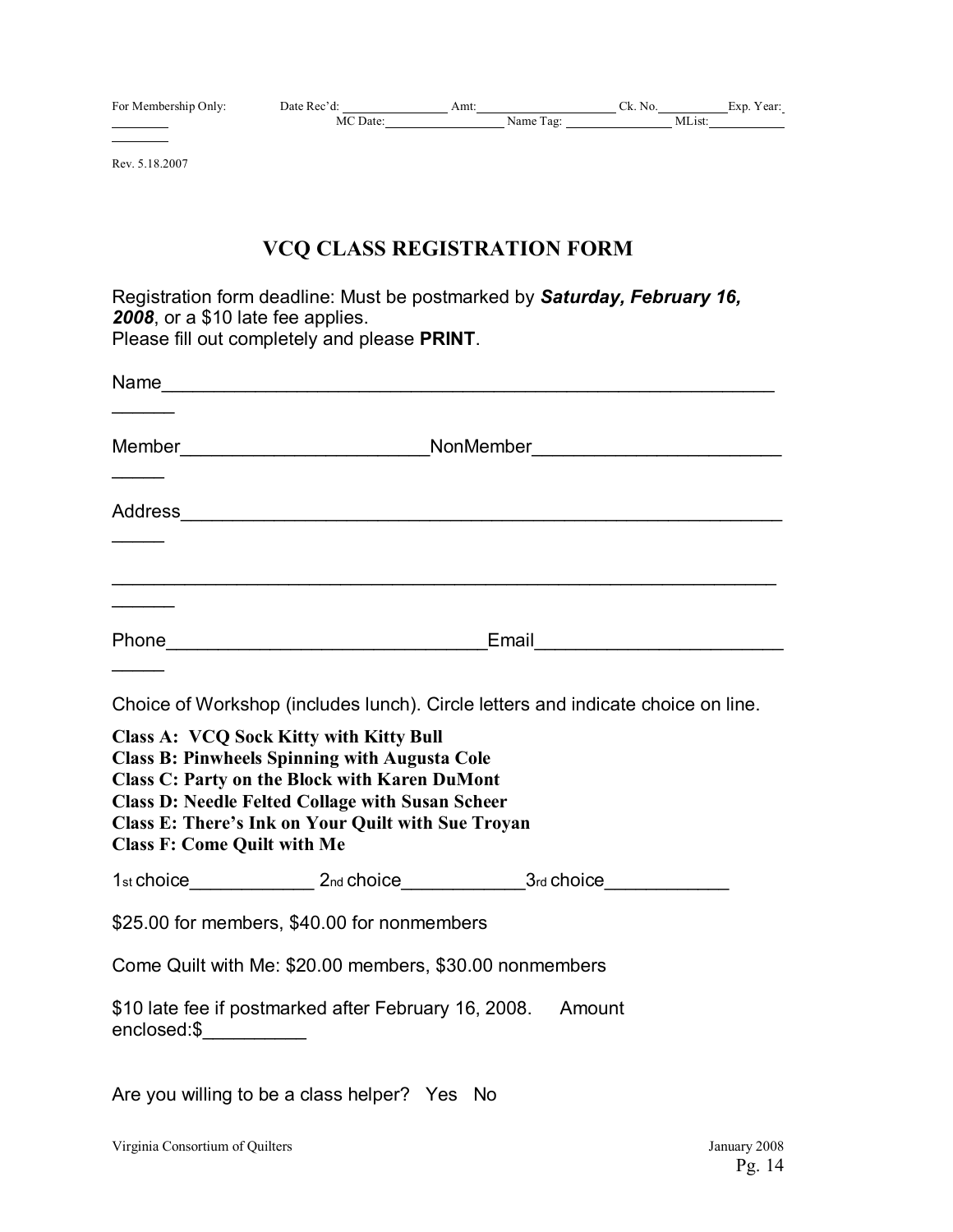For Membership Only: Date Rec'd: ________________ Amt: ____________________ Ck. No. __________ Exp. Year: ________ MC Date: __________________ Name Tag: ________________ MList: ___________

Rev. 5.18.2007

# VCQ CLASS REGISTRATION FORM

Registration form deadline: Must be postmarked by ***Saturday, February 16, 2008***, or a $10 late fee applies.
Please fill out completely and please **PRINT**.

Name_____________________________________________________________

Member________________________NonMember________________________

Address___________________________________________________________

_________________________________________________________________

Phone_______________________________Email________________________

Choice of Workshop (includes lunch). Circle letters and indicate choice on line.

**Class A: VCQ Sock Kitty with Kitty Bull**
**Class B: Pinwheels Spinning with Augusta Cole**
**Class C: Party on the Block with Karen DuMont**
**Class D: Needle Felted Collage with Susan Scheer**
**Class E: There's Ink on Your Quilt with Sue Troyan**
**Class F: Come Quilt with Me**

1st choice____________ 2nd choice____________ 3rd choice____________

$25.00 for members, $40.00 for nonmembers

Come Quilt with Me: $20.00 members, $30.00 nonmembers

$10 late fee if postmarked after February 16, 2008. Amount enclosed:$__________

Are you willing to be a class helper? Yes No